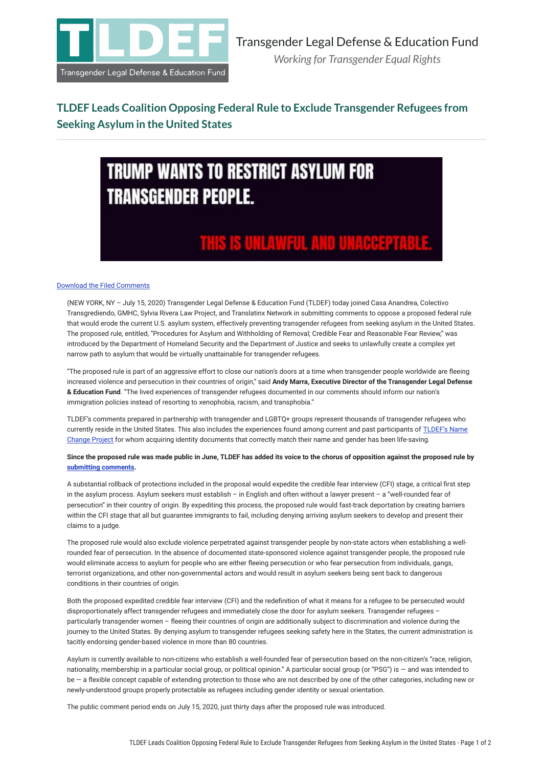Transgender Legal Defense & Education Fund

*Working for Transgender Equal Rights*

# TLDEF Leads Coalition Opposing Federal Rule to Exclude Transgender Refugees from Seeking Asylum in the United States

TRUMP WANTS TO RESTRICT ASYLUM FOR TRANSGENDER PEOPLE.

THIS IS UNLAWFUL AND UNACCEPTABLE.

[Download the Filed Comments]

(NEW YORK, NY – July 15, 2020) Transgender Legal Defense & Education Fund (TLDEF) today joined Casa Anandrea, Colectivo Transgrediendo, GMHC, Sylvia Rivera Law Project, and Translatinx Network in submitting comments to oppose a proposed federal rule that would erode the current U.S. asylum system, effectively preventing transgender refugees from seeking asylum in the United States. The proposed rule, entitled, "Procedures for Asylum and Withholding of Removal; Credible Fear and Reasonable Fear Review," was introduced by the Department of Homeland Security and the Department of Justice and seeks to unlawfully create a complex yet narrow path to asylum that would be virtually unattainable for transgender refugees.

"The proposed rule is part of an aggressive effort to close our nation's doors at a time when transgender people worldwide are fleeing increased violence and persecution in their countries of origin," said **Andy Marra, Executive Director of the Transgender Legal Defense & Education Fund**. "The lived experiences of transgender refugees documented in our comments should inform our nation's immigration policies instead of resorting to xenophobia, racism, and transphobia."

TLDEF's comments prepared in partnership with transgender and LGBTQ+ groups represent thousands of transgender refugees who currently reside in the United States. This also includes the experiences found among current and past participants of [TLDEF's Name Change Project] for whom acquiring identity documents that correctly match their name and gender has been life-saving.

**Since the proposed rule was made public in June, TLDEF has added its voice to the chorus of opposition against the proposed rule by [submitting comments].**

A substantial rollback of protections included in the proposal would expedite the credible fear interview (CFI) stage, a critical first step in the asylum process. Asylum seekers must establish – in English and often without a lawyer present – a "well-rounded fear of persecution" in their country of origin. By expediting this process, the proposed rule would fast-track deportation by creating barriers within the CFI stage that all but guarantee immigrants to fail, including denying arriving asylum seekers to develop and present their claims to a judge.

The proposed rule would also exclude violence perpetrated against transgender people by non-state actors when establishing a well-rounded fear of persecution. In the absence of documented state-sponsored violence against transgender people, the proposed rule would eliminate access to asylum for people who are either fleeing persecution or who fear persecution from individuals, gangs, terrorist organizations, and other non-governmental actors and would result in asylum seekers being sent back to dangerous conditions in their countries of origin.

Both the proposed expedited credible fear interview (CFI) and the redefinition of what it means for a refugee to be persecuted would disproportionately affect transgender refugees and immediately close the door for asylum seekers. Transgender refugees – particularly transgender women – fleeing their countries of origin are additionally subject to discrimination and violence during the journey to the United States. By denying asylum to transgender refugees seeking safety here in the States, the current administration is tacitly endorsing gender-based violence in more than 80 countries.

Asylum is currently available to non-citizens who establish a well-founded fear of persecution based on the non-citizen's "race, religion, nationality, membership in a particular social group, or political opinion." A particular social group (or "PSG") is — and was intended to be — a flexible concept capable of extending protection to those who are not described by one of the other categories, including new or newly-understood groups properly protectable as refugees including gender identity or sexual orientation.

The public comment period ends on July 15, 2020, just thirty days after the proposed rule was introduced.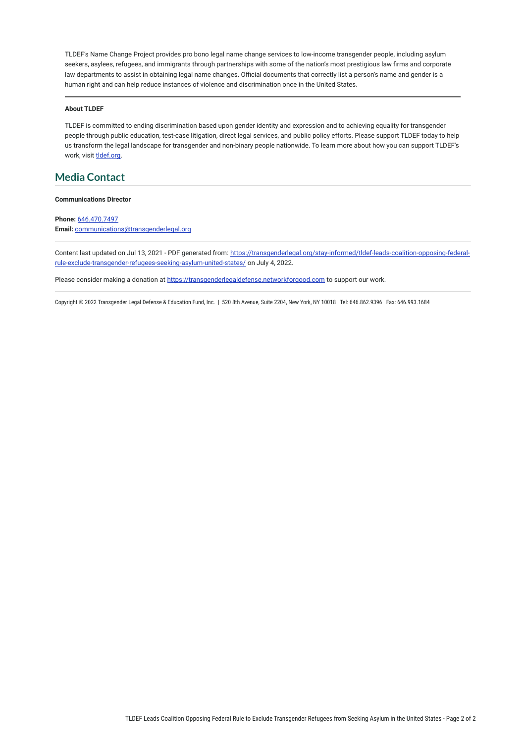TLDEF's Name Change Project provides pro bono legal name change services to low-income transgender people, including asylum seekers, asylees, refugees, and immigrants through partnerships with some of the nation's most prestigious law firms and corporate law departments to assist in obtaining legal name changes. Official documents that correctly list a person's name and gender is a human right and can help reduce instances of violence and discrimination once in the United States.

---

**About TLDEF**

TLDEF is committed to ending discrimination based upon gender identity and expression and to achieving equality for transgender people through public education, test-case litigation, direct legal services, and public policy efforts. Please support TLDEF today to help us transform the legal landscape for transgender and non-binary people nationwide. To learn more about how you can support TLDEF's work, visit tldef.org.

## Media Contact

**Communications Director**

**Phone:** 646.470.7497
**Email:** communications@transgenderlegal.org

Content last updated on Jul 13, 2021 - PDF generated from: https://transgenderlegal.org/stay-informed/tldef-leads-coalition-opposing-federal-rule-exclude-transgender-refugees-seeking-asylum-united-states/ on July 4, 2022.

Please consider making a donation at https://transgenderlegaldefense.networkforgood.com to support our work.

Copyright © 2022 Transgender Legal Defense & Education Fund, Inc. | 520 8th Avenue, Suite 2204, New York, NY 10018 Tel: 646.862.9396 Fax: 646.993.1684